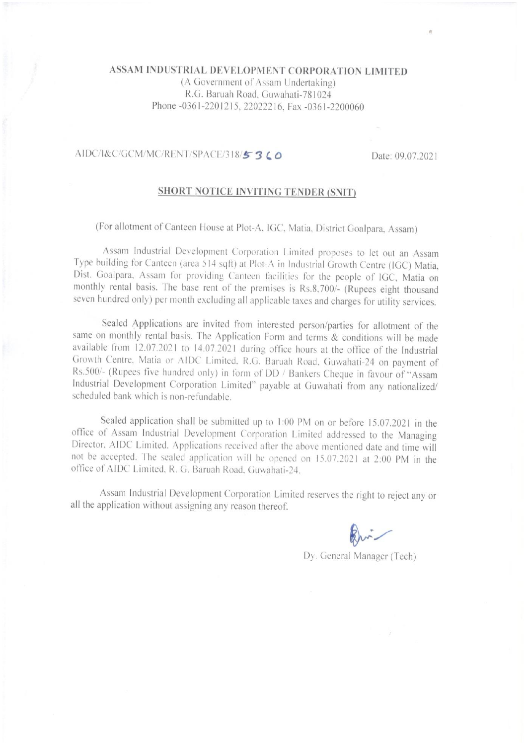# ASSAM INDUSTRIAL DEVELOPMENT CORPORATION LIMITED

(A Government of Assam Undertaking)
R.G. Baruah Road, Guwahati-781024
Phone -0361-2201215, 22022216, Fax -0361-2200060

AIDC/I&C/GCM/MC/RENT/SPACE/318/5360 Date: 09.07.2021

## SHORT NOTICE INVITING TENDER (SNIT)

(For allotment of Canteen House at Plot-A, IGC, Matia, District Goalpara, Assam)

Assam Industrial Development Corporation Limited proposes to let out an Assam Type building for Canteen (area 514 sqft) at Plot-A in Industrial Growth Centre (IGC) Matia, Dist. Goalpara, Assam for providing Canteen facilities for the people of IGC, Matia on monthly rental basis. The base rent of the premises is Rs.8,700/- (Rupees eight thousand seven hundred only) per month excluding all applicable taxes and charges for utility services.

Sealed Applications are invited from interested person/parties for allotment of the same on monthly rental basis. The Application Form and terms & conditions will be made available from 12.07.2021 to 14.07.2021 during office hours at the office of the Industrial Growth Centre, Matia or AIDC Limited, R.G. Baruah Road, Guwahati-24 on payment of Rs.500/- (Rupees five hundred only) in form of DD / Bankers Cheque in favour of "Assam Industrial Development Corporation Limited" payable at Guwahati from any nationalized/ scheduled bank which is non-refundable.

Sealed application shall be submitted up to 1:00 PM on or before 15.07.2021 in the office of Assam Industrial Development Corporation Limited addressed to the Managing Director, AIDC Limited. Applications received after the above mentioned date and time will not be accepted. The sealed application will be opened on 15.07.2021 at 2:00 PM in the office of AIDC Limited, R. G. Baruah Road, Guwahati-24.

Assam Industrial Development Corporation Limited reserves the right to reject any or all the application without assigning any reason thereof.

Dy. General Manager (Tech)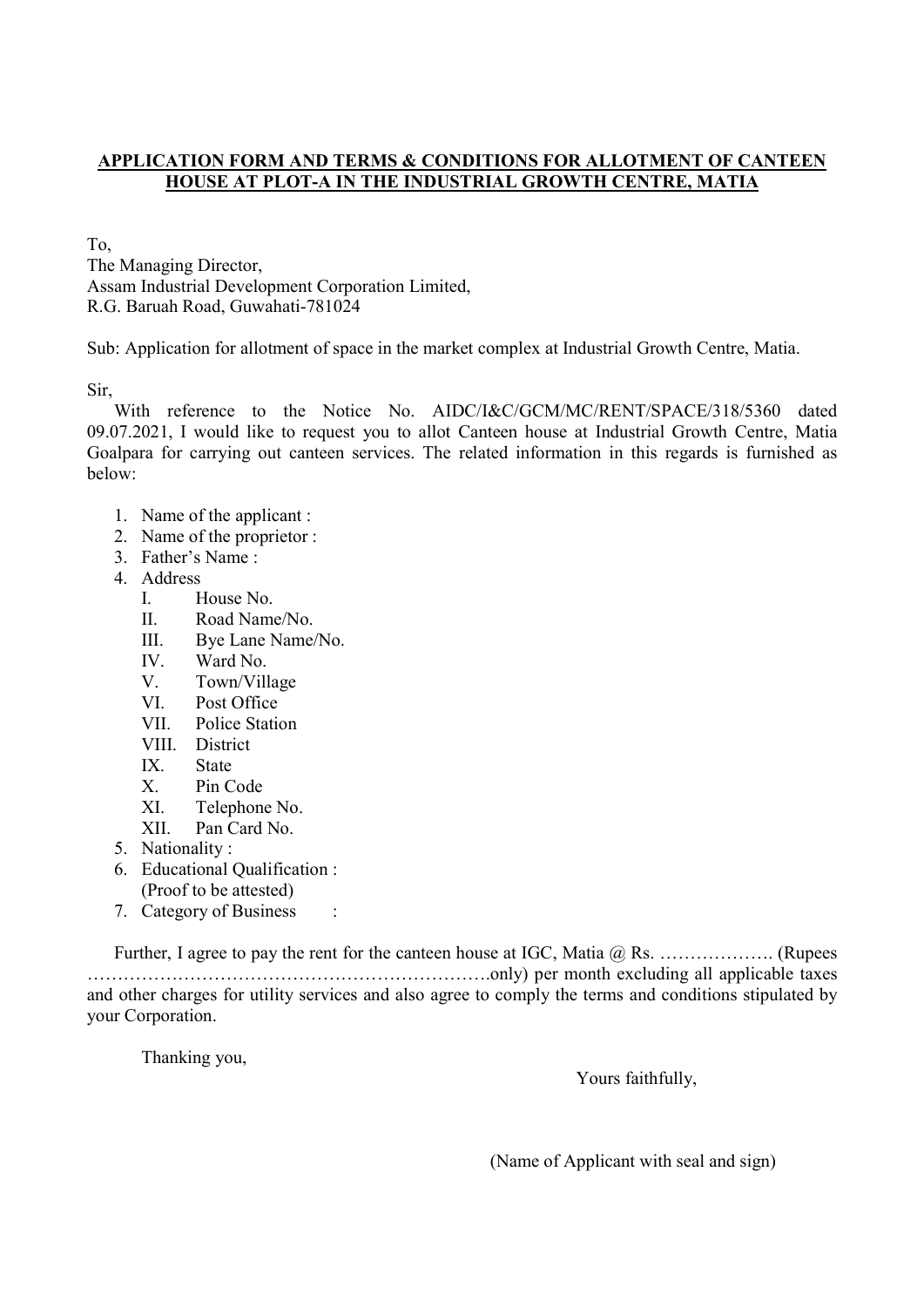**APPLICATION FORM AND TERMS & CONDITIONS FOR ALLOTMENT OF CANTEEN HOUSE AT PLOT-A IN THE INDUSTRIAL GROWTH CENTRE, MATIA**

To,
The Managing Director,
Assam Industrial Development Corporation Limited,
R.G. Baruah Road, Guwahati-781024

Sub: Application for allotment of space in the market complex at Industrial Growth Centre, Matia.

Sir,

With reference to the Notice No. AIDC/I&C/GCM/MC/RENT/SPACE/318/5360 dated 09.07.2021, I would like to request you to allot Canteen house at Industrial Growth Centre, Matia Goalpara for carrying out canteen services. The related information in this regards is furnished as below:

1. Name of the applicant :
2. Name of the proprietor :
3. Father's Name :
4. Address
   - I. House No.
   - II. Road Name/No.
   - III. Bye Lane Name/No.
   - IV. Ward No.
   - V. Town/Village
   - VI. Post Office
   - VII. Police Station
   - VIII. District
   - IX. State
   - X. Pin Code
   - XI. Telephone No.
   - XII. Pan Card No.
5. Nationality :
6. Educational Qualification :
   (Proof to be attested)
7. Category of Business :

Further, I agree to pay the rent for the canteen house at IGC, Matia @ Rs. ………………. (Rupees ………………………………………………………….only) per month excluding all applicable taxes and other charges for utility services and also agree to comply the terms and conditions stipulated by your Corporation.

Thanking you,

Yours faithfully,

(Name of Applicant with seal and sign)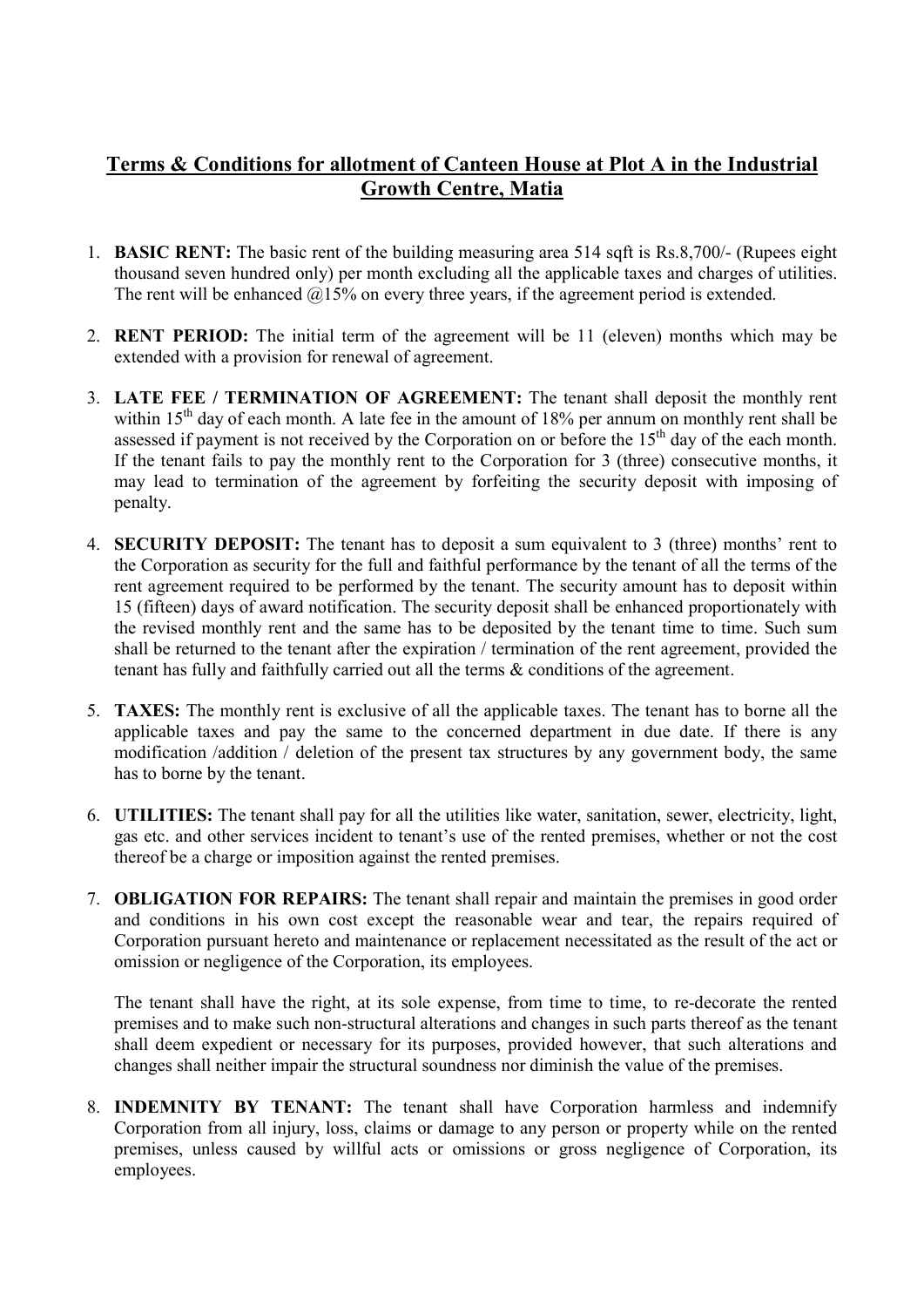## Terms & Conditions for allotment of Canteen House at Plot A in the Industrial Growth Centre, Matia

1. **BASIC RENT:** The basic rent of the building measuring area 514 sqft is Rs.8,700/- (Rupees eight thousand seven hundred only) per month excluding all the applicable taxes and charges of utilities. The rent will be enhanced @15% on every three years, if the agreement period is extended.

2. **RENT PERIOD:** The initial term of the agreement will be 11 (eleven) months which may be extended with a provision for renewal of agreement.

3. **LATE FEE / TERMINATION OF AGREEMENT:** The tenant shall deposit the monthly rent within 15th day of each month. A late fee in the amount of 18% per annum on monthly rent shall be assessed if payment is not received by the Corporation on or before the 15th day of the each month. If the tenant fails to pay the monthly rent to the Corporation for 3 (three) consecutive months, it may lead to termination of the agreement by forfeiting the security deposit with imposing of penalty.

4. **SECURITY DEPOSIT:** The tenant has to deposit a sum equivalent to 3 (three) months' rent to the Corporation as security for the full and faithful performance by the tenant of all the terms of the rent agreement required to be performed by the tenant. The security amount has to deposit within 15 (fifteen) days of award notification. The security deposit shall be enhanced proportionately with the revised monthly rent and the same has to be deposited by the tenant time to time. Such sum shall be returned to the tenant after the expiration / termination of the rent agreement, provided the tenant has fully and faithfully carried out all the terms & conditions of the agreement.

5. **TAXES:** The monthly rent is exclusive of all the applicable taxes. The tenant has to borne all the applicable taxes and pay the same to the concerned department in due date. If there is any modification /addition / deletion of the present tax structures by any government body, the same has to borne by the tenant.

6. **UTILITIES:** The tenant shall pay for all the utilities like water, sanitation, sewer, electricity, light, gas etc. and other services incident to tenant's use of the rented premises, whether or not the cost thereof be a charge or imposition against the rented premises.

7. **OBLIGATION FOR REPAIRS:** The tenant shall repair and maintain the premises in good order and conditions in his own cost except the reasonable wear and tear, the repairs required of Corporation pursuant hereto and maintenance or replacement necessitated as the result of the act or omission or negligence of the Corporation, its employees.

   The tenant shall have the right, at its sole expense, from time to time, to re-decorate the rented premises and to make such non-structural alterations and changes in such parts thereof as the tenant shall deem expedient or necessary for its purposes, provided however, that such alterations and changes shall neither impair the structural soundness nor diminish the value of the premises.

8. **INDEMNITY BY TENANT:** The tenant shall have Corporation harmless and indemnify Corporation from all injury, loss, claims or damage to any person or property while on the rented premises, unless caused by willful acts or omissions or gross negligence of Corporation, its employees.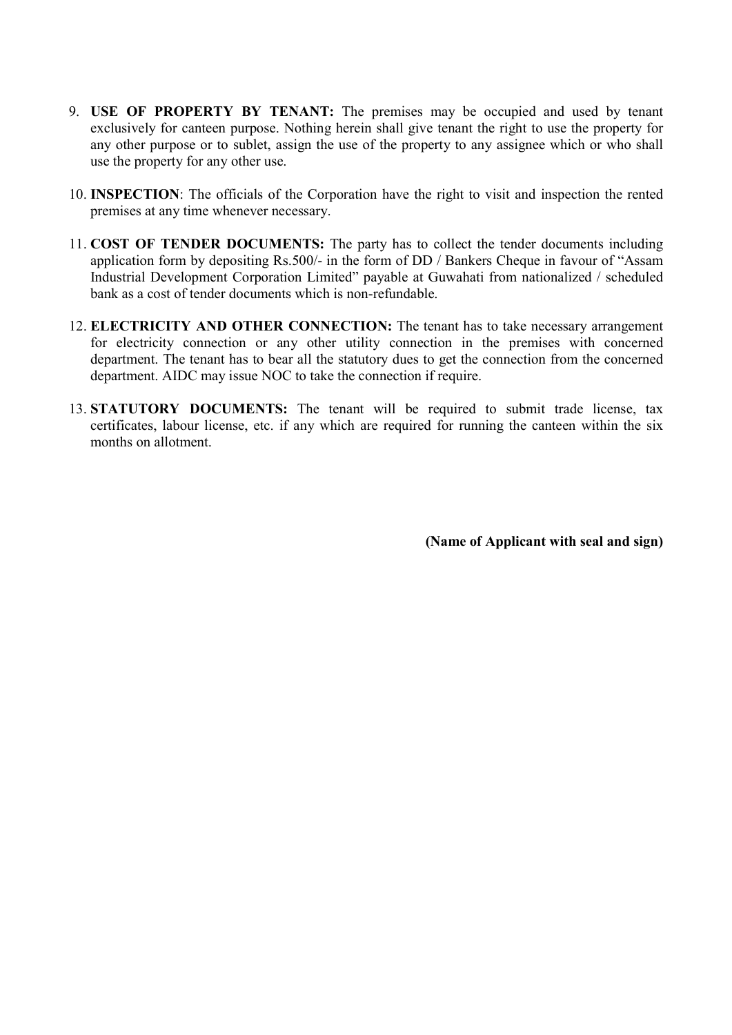9. **USE OF PROPERTY BY TENANT:** The premises may be occupied and used by tenant exclusively for canteen purpose. Nothing herein shall give tenant the right to use the property for any other purpose or to sublet, assign the use of the property to any assignee which or who shall use the property for any other use.

10. **INSPECTION**: The officials of the Corporation have the right to visit and inspection the rented premises at any time whenever necessary.

11. **COST OF TENDER DOCUMENTS:** The party has to collect the tender documents including application form by depositing Rs.500/- in the form of DD / Bankers Cheque in favour of "Assam Industrial Development Corporation Limited" payable at Guwahati from nationalized / scheduled bank as a cost of tender documents which is non-refundable.

12. **ELECTRICITY AND OTHER CONNECTION:** The tenant has to take necessary arrangement for electricity connection or any other utility connection in the premises with concerned department. The tenant has to bear all the statutory dues to get the connection from the concerned department. AIDC may issue NOC to take the connection if require.

13. **STATUTORY DOCUMENTS:** The tenant will be required to submit trade license, tax certificates, labour license, etc. if any which are required for running the canteen within the six months on allotment.

**(Name of Applicant with seal and sign)**